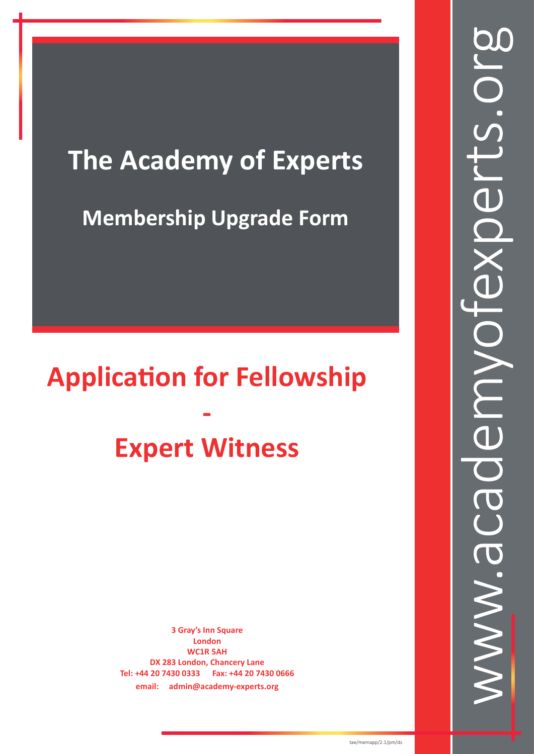# The Academy of Experts

## Membership Upgrade Form

# Application for Fellowship

# -

# Expert Witness

**3 Gray's Inn Square**
**London**
**WC1R 5AH**
**DX 283 London, Chancery Lane**
**Tel: +44 20 7430 0333 Fax: +44 20 7430 0666**
**email: admin@academy-experts.org**

www.academyofexperts.org

tae/memapp/2.1/pm/ds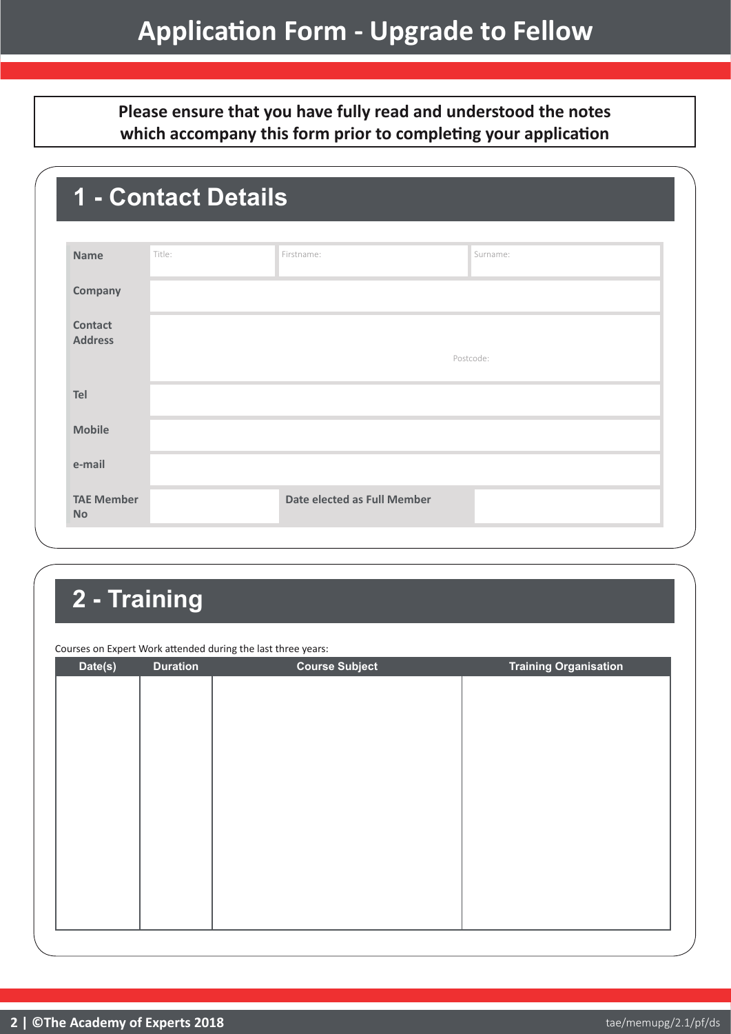# Application Form - Upgrade to Fellow

**Please ensure that you have fully read and understood the notes which accompany this form prior to completing your application**

## 1 - Contact Details

| | | | |
|---|---|---|---|
| **Name** | Title: | Firstname: | Surname: |
| **Company** | | | |
| **Contact Address** | Postcode: | | |
| **Tel** | | | |
| **Mobile** | | | |
| **e-mail** | | | |
| **TAE Member No** | | **Date elected as Full Member** | |

## 2 - Training

Courses on Expert Work attended during the last three years:

| Date(s) | Duration | Course Subject | Training Organisation |
|---|---|---|---|
| | | | |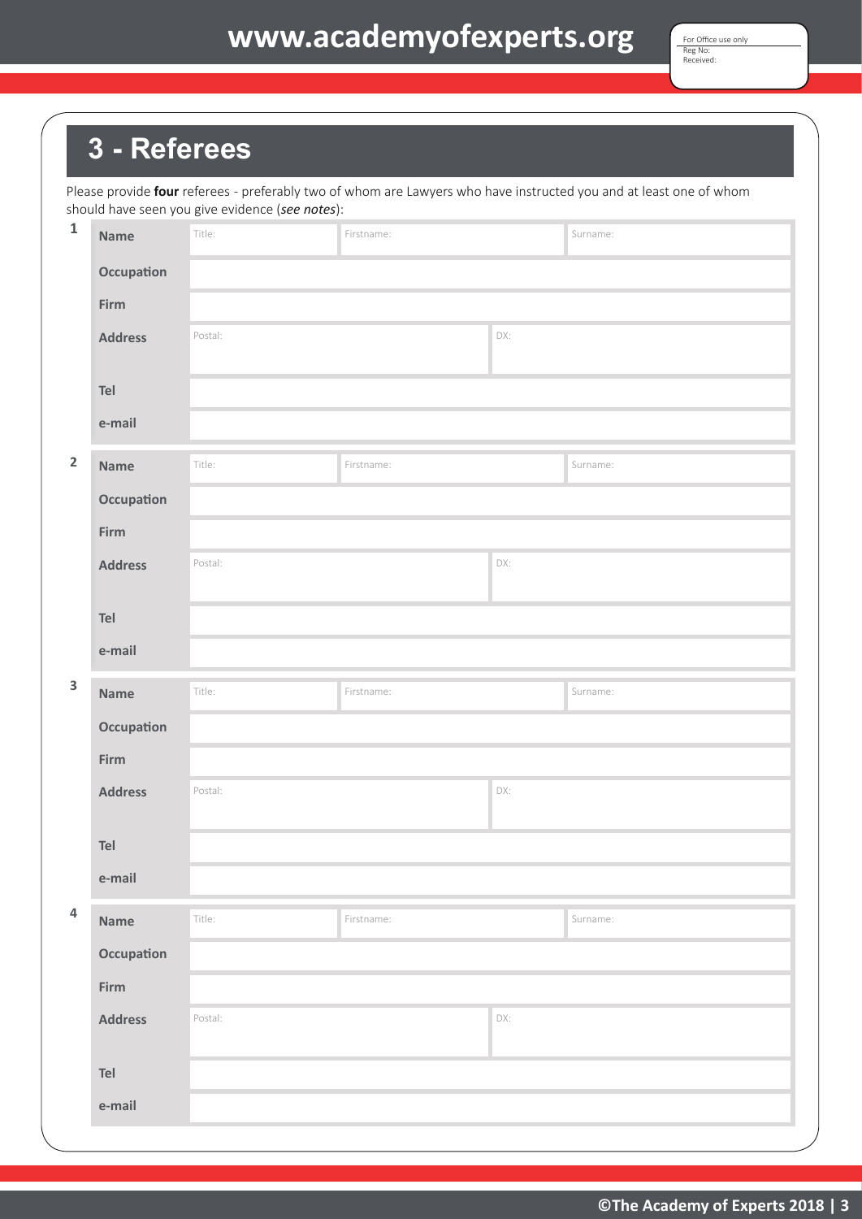For Office use only
Reg No:
Received:

# 3 - Referees

Please provide **four** referees - preferably two of whom are Lawyers who have instructed you and at least one of whom should have seen you give evidence (*see notes*):

**1**

| | | | |
|---|---|---|---|
| **Name** | Title: | Firstname: | Surname: |
| **Occupation** | | | |
| **Firm** | | | |
| **Address** | Postal: | | DX: |
| **Tel** | | | |
| **e-mail** | | | |

**2**

| | | | |
|---|---|---|---|
| **Name** | Title: | Firstname: | Surname: |
| **Occupation** | | | |
| **Firm** | | | |
| **Address** | Postal: | | DX: |
| **Tel** | | | |
| **e-mail** | | | |

**3**

| | | | |
|---|---|---|---|
| **Name** | Title: | Firstname: | Surname: |
| **Occupation** | | | |
| **Firm** | | | |
| **Address** | Postal: | | DX: |
| **Tel** | | | |
| **e-mail** | | | |

**4**

| | | | |
|---|---|---|---|
| **Name** | Title: | Firstname: | Surname: |
| **Occupation** | | | |
| **Firm** | | | |
| **Address** | Postal: | | DX: |
| **Tel** | | | |
| **e-mail** | | | |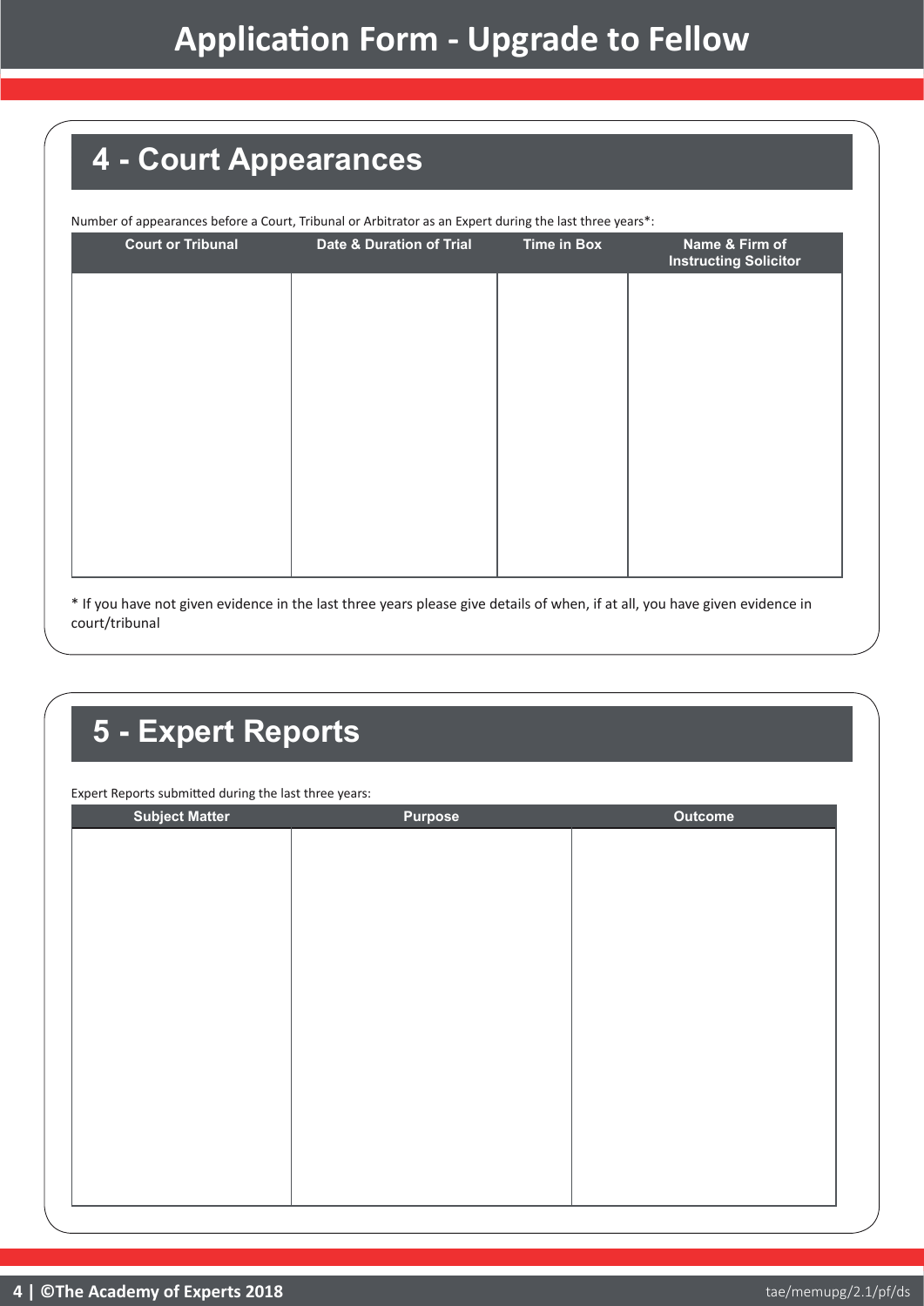# Application Form - Upgrade to Fellow

## 4 - Court Appearances

Number of appearances before a Court, Tribunal or Arbitrator as an Expert during the last three years*:

| Court or Tribunal | Date & Duration of Trial | Time in Box | Name & Firm of Instructing Solicitor |
|---|---|---|---|
| | | | |

* If you have not given evidence in the last three years please give details of when, if at all, you have given evidence in court/tribunal

## 5 - Expert Reports

Expert Reports submitted during the last three years:

| Subject Matter | Purpose | Outcome |
|---|---|---|
| | | |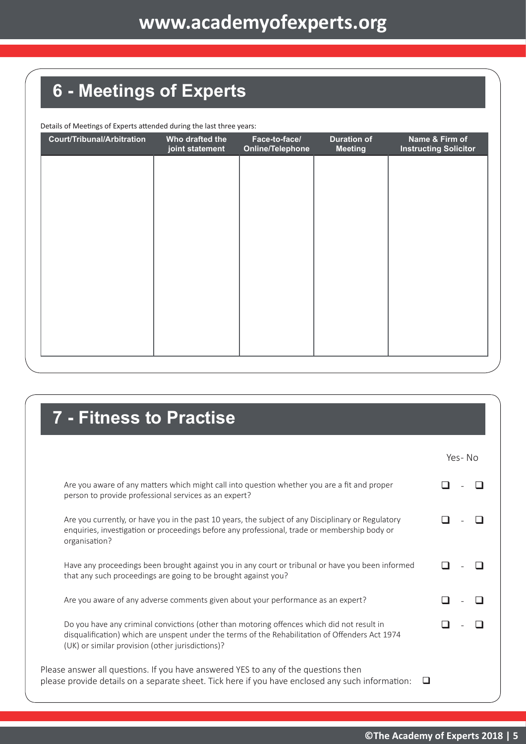## 6 - Meetings of Experts

Details of Meetings of Experts attended during the last three years:

| Court/Tribunal/Arbitration | Who drafted the joint statement | Face-to-face/ Online/Telephone | Duration of Meeting | Name & Firm of Instructing Solicitor |
|---|---|---|---|---|
| | | | | |

## 7 - Fitness to Practise

| | Yes - No |
|---|---|
| Are you aware of any matters which might call into question whether you are a fit and proper person to provide professional services as an expert? | ❑ - ❑ |
| Are you currently, or have you in the past 10 years, the subject of any Disciplinary or Regulatory enquiries, investigation or proceedings before any professional, trade or membership body or organisation? | ❑ - ❑ |
| Have any proceedings been brought against you in any court or tribunal or have you been informed that any such proceedings are going to be brought against you? | ❑ - ❑ |
| Are you aware of any adverse comments given about your performance as an expert? | ❑ - ❑ |
| Do you have any criminal convictions (other than motoring offences which did not result in disqualification) which are unspent under the terms of the Rehabilitation of Offenders Act 1974 (UK) or similar provision (other jurisdictions)? | ❑ - ❑ |

Please answer all questions. If you have answered YES to any of the questions then please provide details on a separate sheet. Tick here if you have enclosed any such information: ❑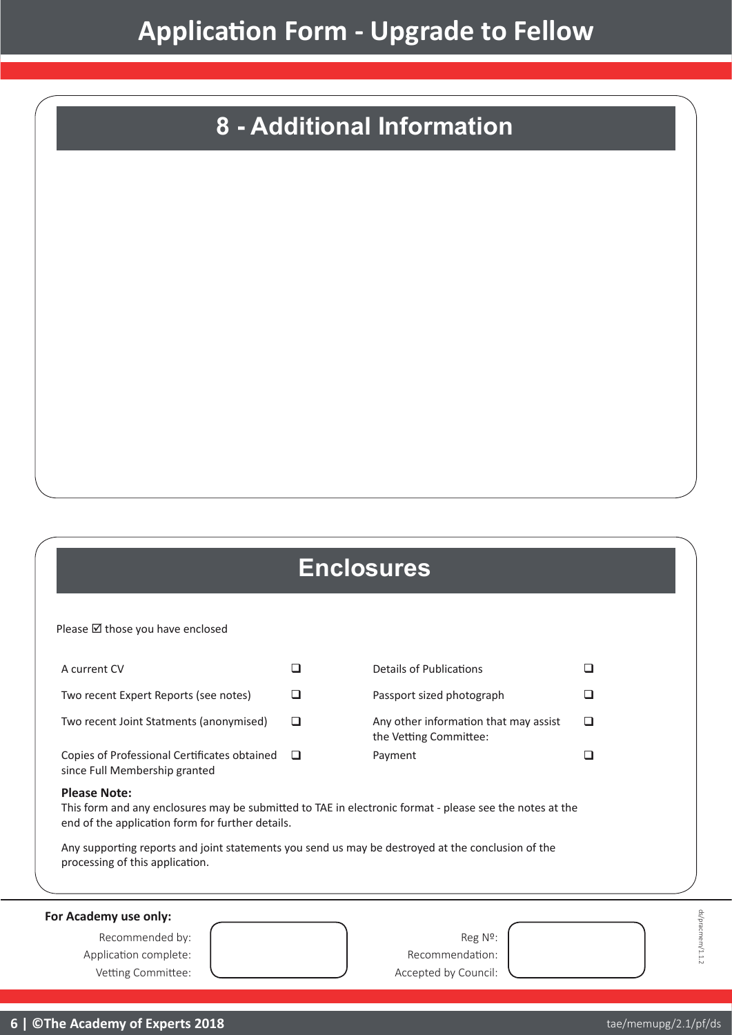# Application Form - Upgrade to Fellow

## 8 - Additional Information

## Enclosures

Please ☑ those you have enclosed

| | | | |
|---|---|---|---|
| A current CV | ❑ | Details of Publications | ❑ |
| Two recent Expert Reports (see notes) | ❑ | Passport sized photograph | ❑ |
| Two recent Joint Statments (anonymised) | ❑ | Any other information that may assist the Vetting Committee: | ❑ |
| Copies of Professional Certificates obtained since Full Membership granted | ❑ | Payment | ❑ |

**Please Note:**
This form and any enclosures may be submitted to TAE in electronic format - please see the notes at the end of the application form for further details.

Any supporting reports and joint statements you send us may be destroyed at the conclusion of the processing of this application.

**For Academy use only:**

Recommended by:
Application complete:
Vetting Committee:

Reg Nº:
Recommendation:
Accepted by Council:

ds/pracmem/1.1.2

©The Academy of Experts 2018

tae/memupg/2.1/pf/ds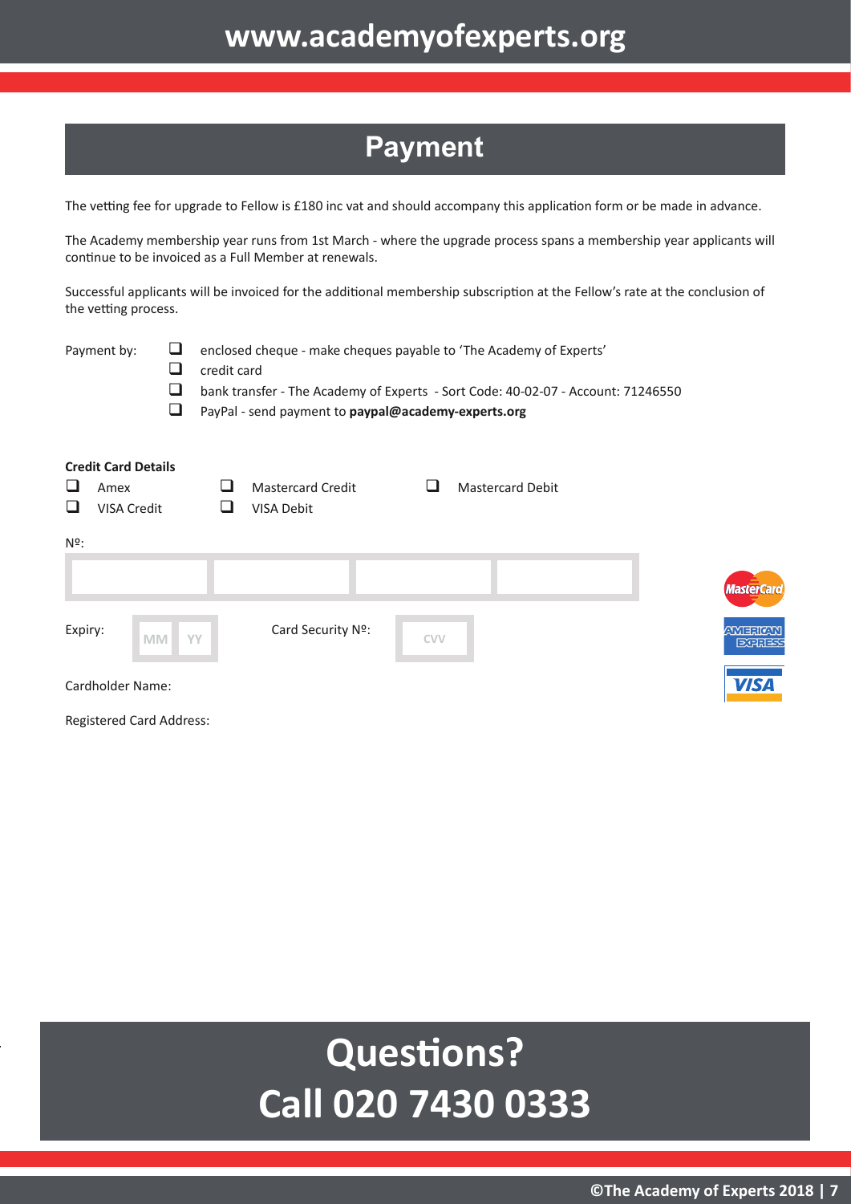## Payment

The vetting fee for upgrade to Fellow is £180 inc vat and should accompany this application form or be made in advance.

The Academy membership year runs from 1st March - where the upgrade process spans a membership year applicants will continue to be invoiced as a Full Member at renewals.

Successful applicants will be invoiced for the additional membership subscription at the Fellow's rate at the conclusion of the vetting process.

Payment by:

- ☐ enclosed cheque - make cheques payable to 'The Academy of Experts'
- ☐ credit card
- ☐ bank transfer - The Academy of Experts - Sort Code: 40-02-07 - Account: 71246550
- ☐ PayPal - send payment to **paypal@academy-experts.org**

**Credit Card Details**

- ☐ Amex
- ☐ Mastercard Credit
- ☐ Mastercard Debit
- ☐ VISA Credit
- ☐ VISA Debit

Nº:

Expiry: MM YY

Card Security Nº: CVV

Cardholder Name:

Registered Card Address:

# Questions?
# Call 020 7430 0333

©The Academy of Experts 2018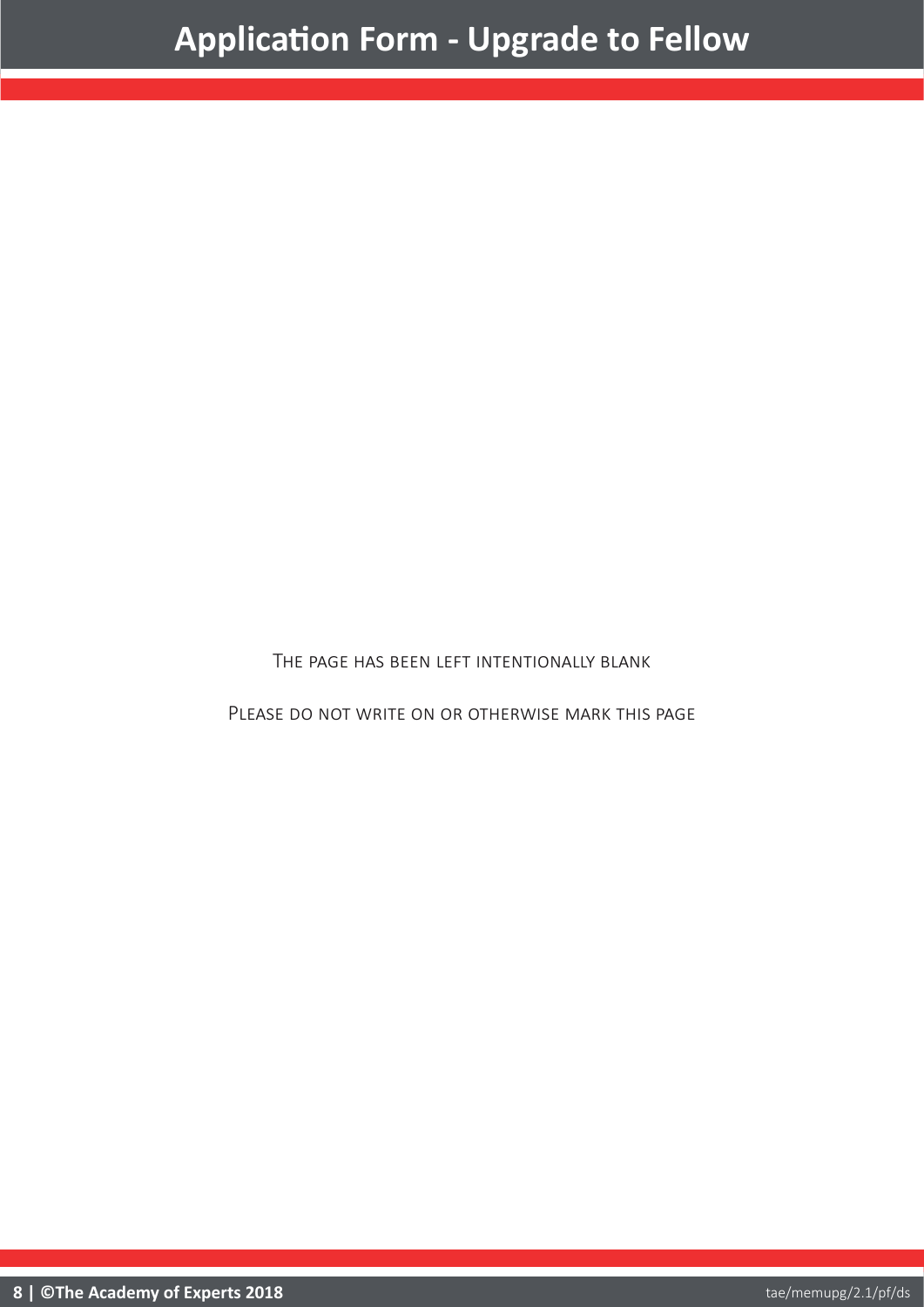The page has been left intentionally blank

Please do not write on or otherwise mark this page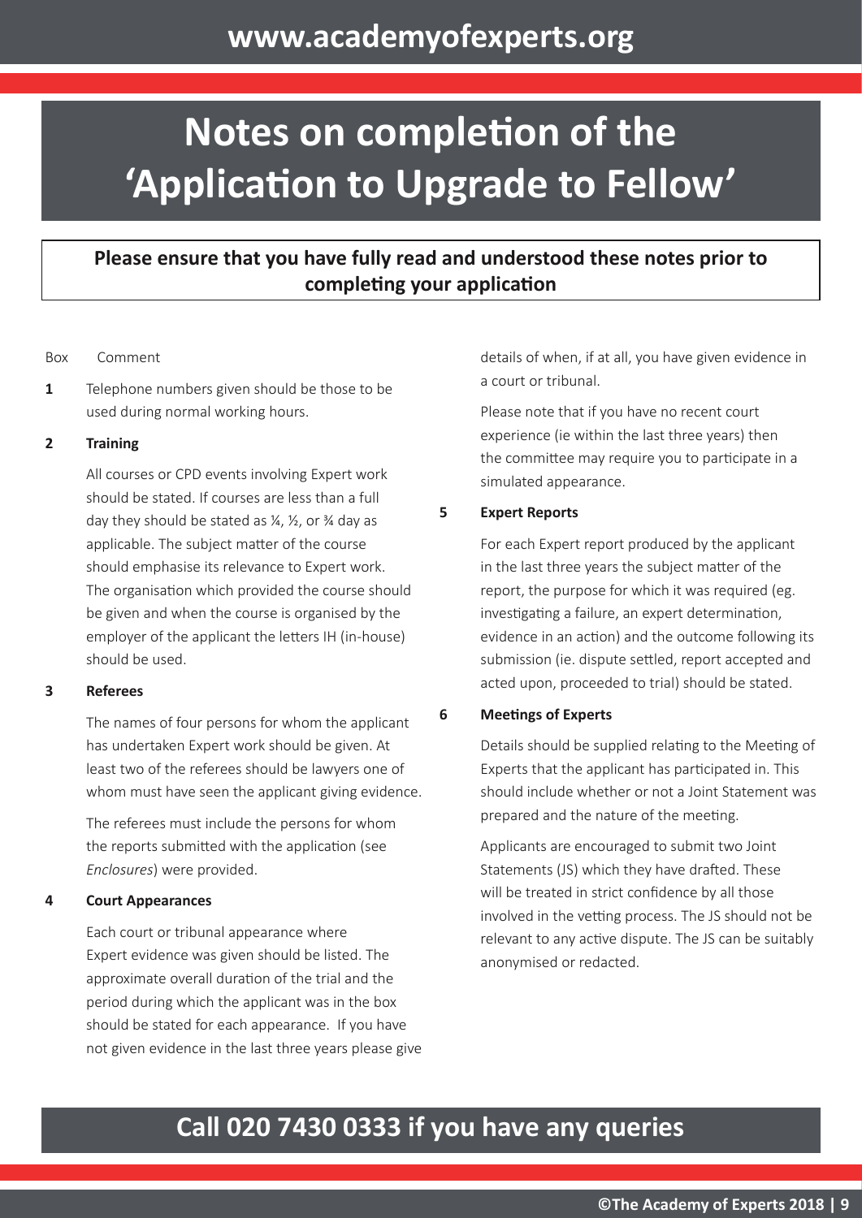# Notes on completion of the 'Application to Upgrade to Fellow'

**Please ensure that you have fully read and understood these notes prior to completing your application**

Box Comment

**1** Telephone numbers given should be those to be used during normal working hours.

**2 Training**

All courses or CPD events involving Expert work should be stated. If courses are less than a full day they should be stated as ¼, ½, or ¾ day as applicable. The subject matter of the course should emphasise its relevance to Expert work. The organisation which provided the course should be given and when the course is organised by the employer of the applicant the letters IH (in-house) should be used.

**3 Referees**

The names of four persons for whom the applicant has undertaken Expert work should be given. At least two of the referees should be lawyers one of whom must have seen the applicant giving evidence.

The referees must include the persons for whom the reports submitted with the application (see *Enclosures*) were provided.

**4 Court Appearances**

Each court or tribunal appearance where Expert evidence was given should be listed. The approximate overall duration of the trial and the period during which the applicant was in the box should be stated for each appearance. If you have not given evidence in the last three years please give details of when, if at all, you have given evidence in a court or tribunal.

Please note that if you have no recent court experience (ie within the last three years) then the committee may require you to participate in a simulated appearance.

**5 Expert Reports**

For each Expert report produced by the applicant in the last three years the subject matter of the report, the purpose for which it was required (eg. investigating a failure, an expert determination, evidence in an action) and the outcome following its submission (ie. dispute settled, report accepted and acted upon, proceeded to trial) should be stated.

**6 Meetings of Experts**

Details should be supplied relating to the Meeting of Experts that the applicant has participated in. This should include whether or not a Joint Statement was prepared and the nature of the meeting.

Applicants are encouraged to submit two Joint Statements (JS) which they have drafted. These will be treated in strict confidence by all those involved in the vetting process. The JS should not be relevant to any active dispute. The JS can be suitably anonymised or redacted.

## Call 020 7430 0333 if you have any queries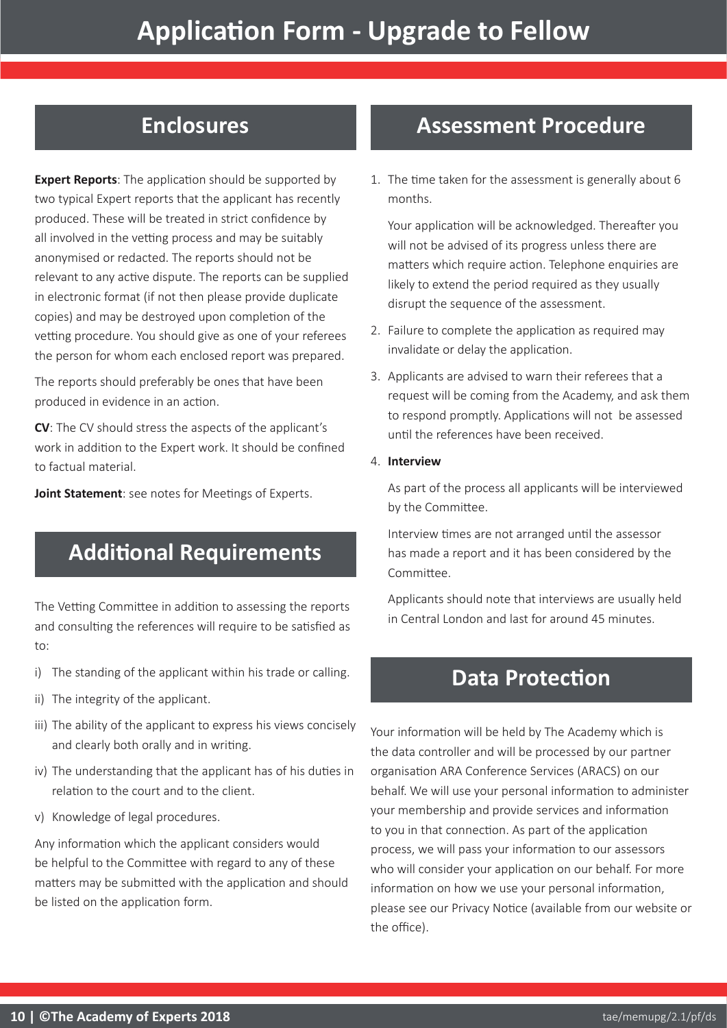# Application Form - Upgrade to Fellow

## Enclosures

**Expert Reports**: The application should be supported by two typical Expert reports that the applicant has recently produced. These will be treated in strict confidence by all involved in the vetting process and may be suitably anonymised or redacted. The reports should not be relevant to any active dispute. The reports can be supplied in electronic format (if not then please provide duplicate copies) and may be destroyed upon completion of the vetting procedure. You should give as one of your referees the person for whom each enclosed report was prepared.

The reports should preferably be ones that have been produced in evidence in an action.

**CV**: The CV should stress the aspects of the applicant's work in addition to the Expert work. It should be confined to factual material.

**Joint Statement**: see notes for Meetings of Experts.

## Additional Requirements

The Vetting Committee in addition to assessing the reports and consulting the references will require to be satisfied as to:

i) The standing of the applicant within his trade or calling.

ii) The integrity of the applicant.

iii) The ability of the applicant to express his views concisely and clearly both orally and in writing.

iv) The understanding that the applicant has of his duties in relation to the court and to the client.

v) Knowledge of legal procedures.

Any information which the applicant considers would be helpful to the Committee with regard to any of these matters may be submitted with the application and should be listed on the application form.

## Assessment Procedure

1. The time taken for the assessment is generally about 6 months.

   Your application will be acknowledged. Thereafter you will not be advised of its progress unless there are matters which require action. Telephone enquiries are likely to extend the period required as they usually disrupt the sequence of the assessment.

2. Failure to complete the application as required may invalidate or delay the application.

3. Applicants are advised to warn their referees that a request will be coming from the Academy, and ask them to respond promptly. Applications will not be assessed until the references have been received.

4. **Interview**

   As part of the process all applicants will be interviewed by the Committee.

   Interview times are not arranged until the assessor has made a report and it has been considered by the Committee.

   Applicants should note that interviews are usually held in Central London and last for around 45 minutes.

## Data Protection

Your information will be held by The Academy which is the data controller and will be processed by our partner organisation ARA Conference Services (ARACS) on our behalf. We will use your personal information to administer your membership and provide services and information to you in that connection. As part of the application process, we will pass your information to our assessors who will consider your application on our behalf. For more information on how we use your personal information, please see our Privacy Notice (available from our website or the office).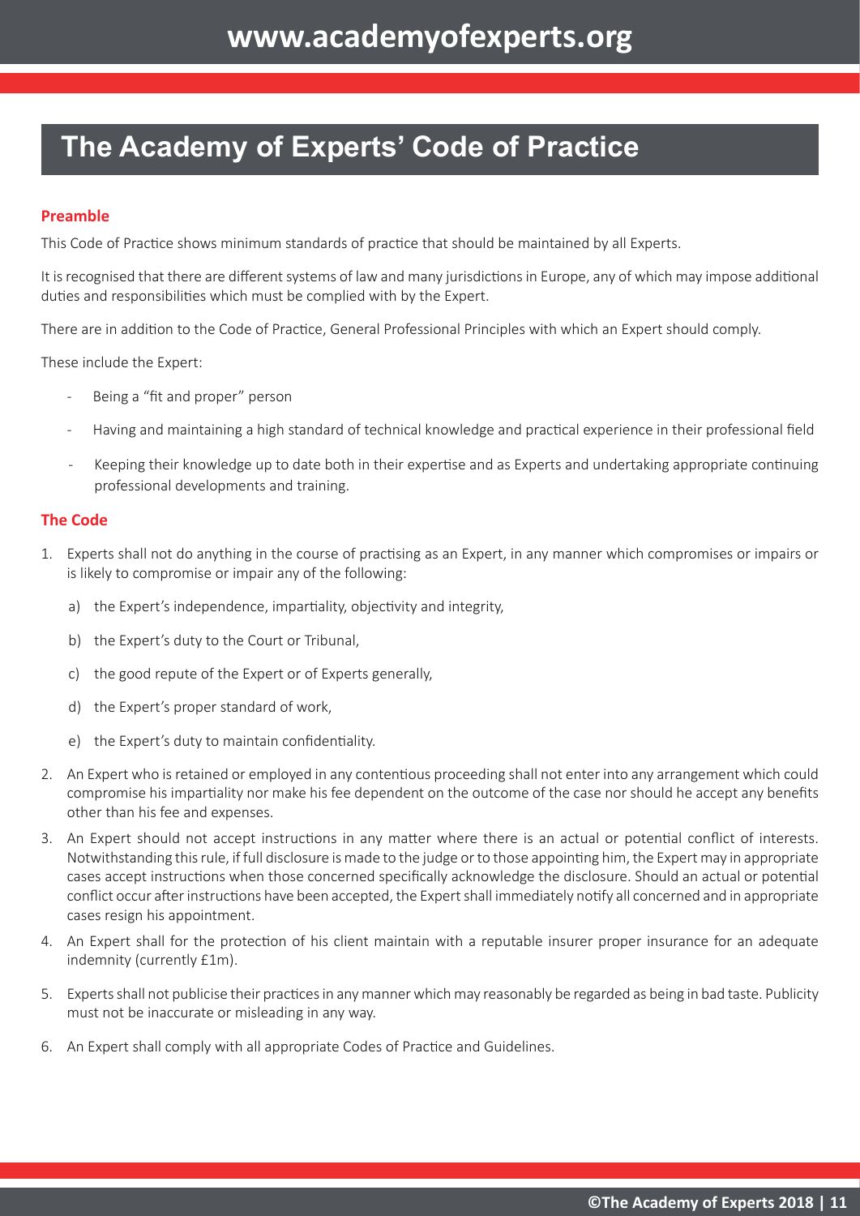# The Academy of Experts' Code of Practice

## Preamble

This Code of Practice shows minimum standards of practice that should be maintained by all Experts.

It is recognised that there are different systems of law and many jurisdictions in Europe, any of which may impose additional duties and responsibilities which must be complied with by the Expert.

There are in addition to the Code of Practice, General Professional Principles with which an Expert should comply.

These include the Expert:

- Being a "fit and proper" person
- Having and maintaining a high standard of technical knowledge and practical experience in their professional field
- Keeping their knowledge up to date both in their expertise and as Experts and undertaking appropriate continuing professional developments and training.

## The Code

1. Experts shall not do anything in the course of practising as an Expert, in any manner which compromises or impairs or is likely to compromise or impair any of the following:
    a) the Expert's independence, impartiality, objectivity and integrity,
    b) the Expert's duty to the Court or Tribunal,
    c) the good repute of the Expert or of Experts generally,
    d) the Expert's proper standard of work,
    e) the Expert's duty to maintain confidentiality.
2. An Expert who is retained or employed in any contentious proceeding shall not enter into any arrangement which could compromise his impartiality nor make his fee dependent on the outcome of the case nor should he accept any benefits other than his fee and expenses.
3. An Expert should not accept instructions in any matter where there is an actual or potential conflict of interests. Notwithstanding this rule, if full disclosure is made to the judge or to those appointing him, the Expert may in appropriate cases accept instructions when those concerned specifically acknowledge the disclosure. Should an actual or potential conflict occur after instructions have been accepted, the Expert shall immediately notify all concerned and in appropriate cases resign his appointment.
4. An Expert shall for the protection of his client maintain with a reputable insurer proper insurance for an adequate indemnity (currently £1m).
5. Experts shall not publicise their practices in any manner which may reasonably be regarded as being in bad taste. Publicity must not be inaccurate or misleading in any way.
6. An Expert shall comply with all appropriate Codes of Practice and Guidelines.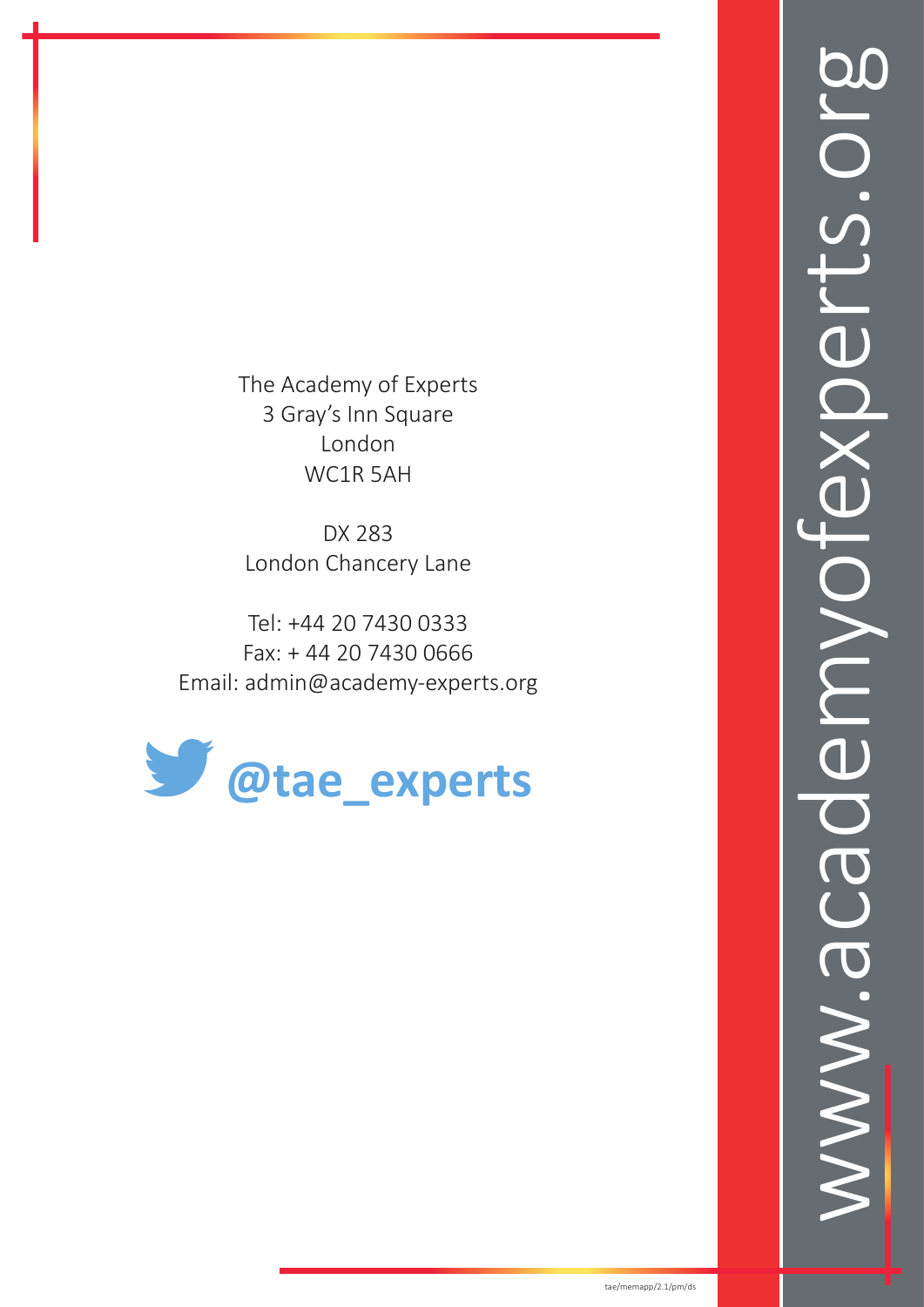The Academy of Experts
3 Gray's Inn Square
London
WC1R 5AH

DX 283
London Chancery Lane

Tel: +44 20 7430 0333
Fax: + 44 20 7430 0666
Email: admin@academy-experts.org

**@tae_experts**

www.academyofexperts.org

tae/memapp/2.1/pm/ds